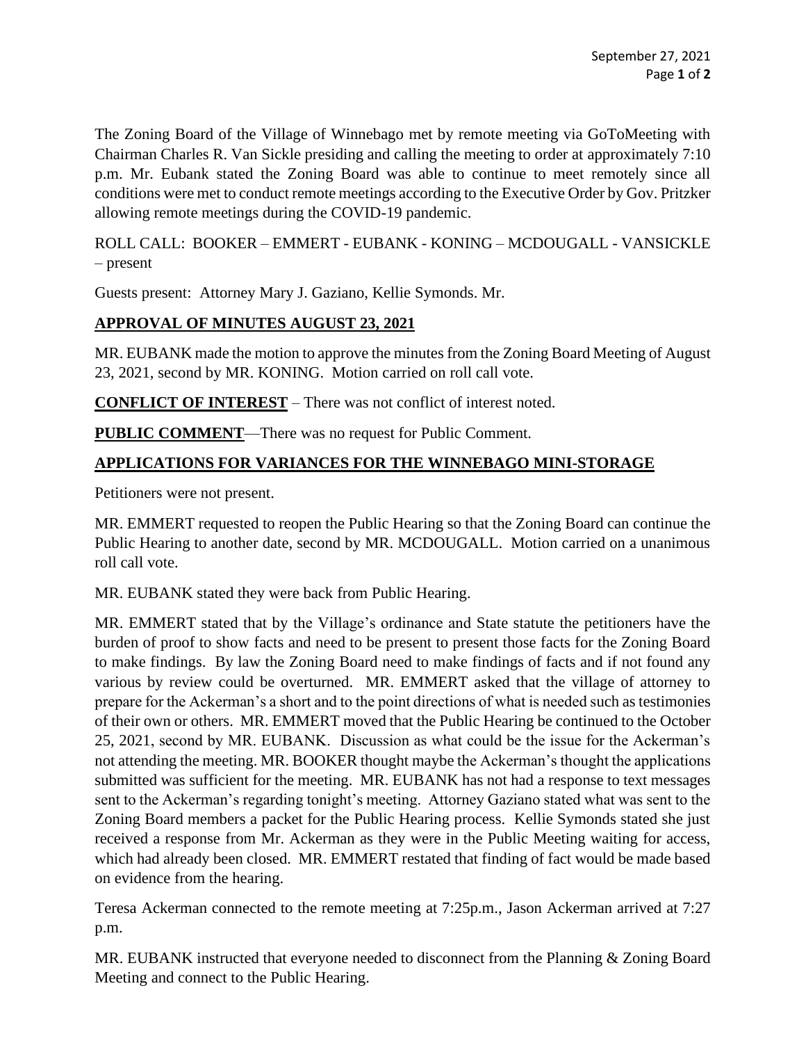The Zoning Board of the Village of Winnebago met by remote meeting via GoToMeeting with Chairman Charles R. Van Sickle presiding and calling the meeting to order at approximately 7:10 p.m. Mr. Eubank stated the Zoning Board was able to continue to meet remotely since all conditions were met to conduct remote meetings according to the Executive Order by Gov. Pritzker allowing remote meetings during the COVID-19 pandemic.

ROLL CALL: BOOKER – EMMERT - EUBANK - KONING – MCDOUGALL - VANSICKLE – present

Guests present: Attorney Mary J. Gaziano, Kellie Symonds. Mr.

**APPROVAL OF MINUTES AUGUST 23, 2021**

MR. EUBANK made the motion to approve the minutes from the Zoning Board Meeting of August 23, 2021, second by MR. KONING. Motion carried on roll call vote.

**CONFLICT OF INTEREST** – There was not conflict of interest noted.

**PUBLIC COMMENT**—There was no request for Public Comment.

**APPLICATIONS FOR VARIANCES FOR THE WINNEBAGO MINI-STORAGE**

Petitioners were not present.

MR. EMMERT requested to reopen the Public Hearing so that the Zoning Board can continue the Public Hearing to another date, second by MR. MCDOUGALL. Motion carried on a unanimous roll call vote.

MR. EUBANK stated they were back from Public Hearing.

MR. EMMERT stated that by the Village's ordinance and State statute the petitioners have the burden of proof to show facts and need to be present to present those facts for the Zoning Board to make findings. By law the Zoning Board need to make findings of facts and if not found any various by review could be overturned. MR. EMMERT asked that the village of attorney to prepare for the Ackerman's a short and to the point directions of what is needed such as testimonies of their own or others. MR. EMMERT moved that the Public Hearing be continued to the October 25, 2021, second by MR. EUBANK. Discussion as what could be the issue for the Ackerman's not attending the meeting. MR. BOOKER thought maybe the Ackerman's thought the applications submitted was sufficient for the meeting. MR. EUBANK has not had a response to text messages sent to the Ackerman's regarding tonight's meeting. Attorney Gaziano stated what was sent to the Zoning Board members a packet for the Public Hearing process. Kellie Symonds stated she just received a response from Mr. Ackerman as they were in the Public Meeting waiting for access, which had already been closed. MR. EMMERT restated that finding of fact would be made based on evidence from the hearing.

Teresa Ackerman connected to the remote meeting at 7:25p.m., Jason Ackerman arrived at 7:27 p.m.

MR. EUBANK instructed that everyone needed to disconnect from the Planning & Zoning Board Meeting and connect to the Public Hearing.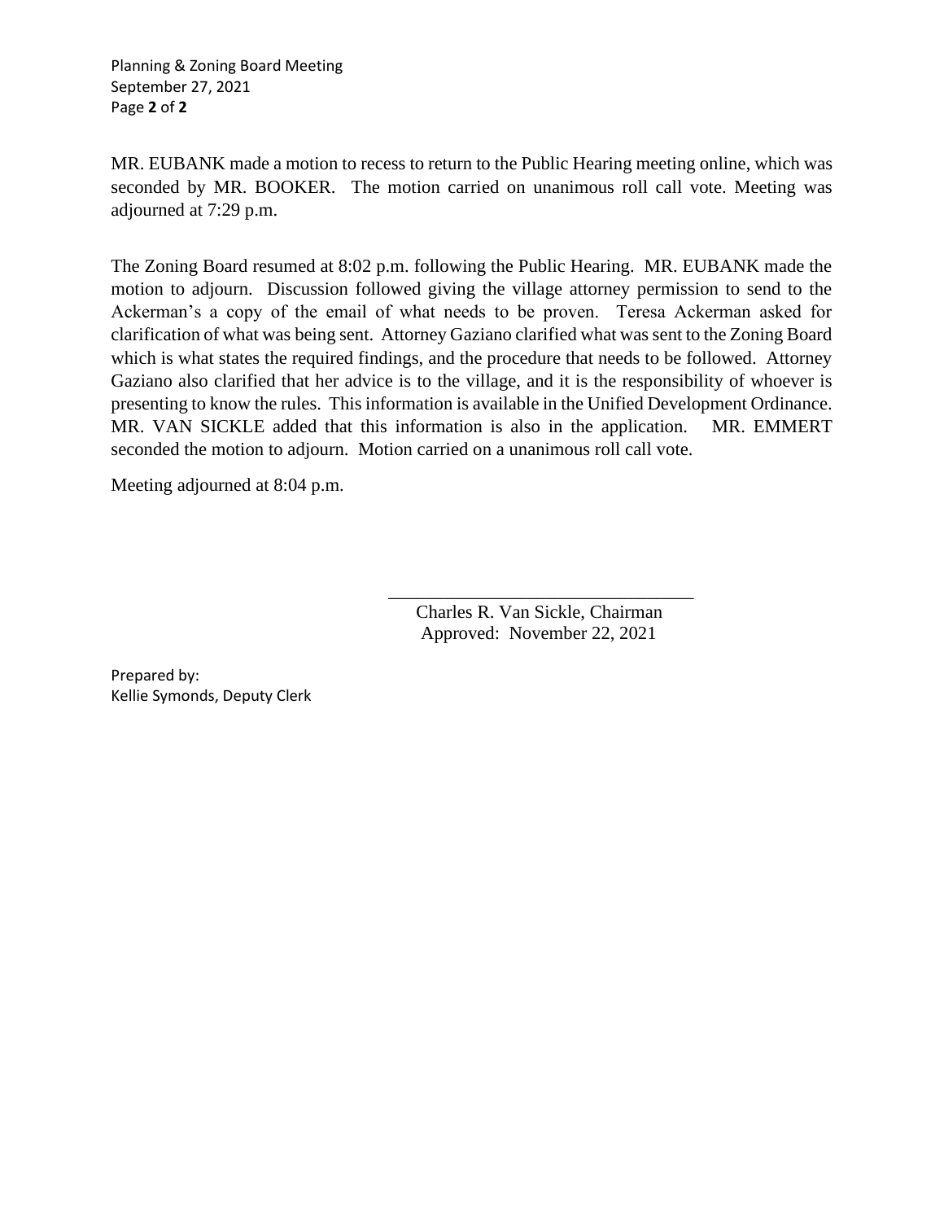MR. EUBANK made a motion to recess to return to the Public Hearing meeting online, which was seconded by MR. BOOKER. The motion carried on unanimous roll call vote. Meeting was adjourned at 7:29 p.m.

The Zoning Board resumed at 8:02 p.m. following the Public Hearing. MR. EUBANK made the motion to adjourn. Discussion followed giving the village attorney permission to send to the Ackerman's a copy of the email of what needs to be proven. Teresa Ackerman asked for clarification of what was being sent. Attorney Gaziano clarified what was sent to the Zoning Board which is what states the required findings, and the procedure that needs to be followed. Attorney Gaziano also clarified that her advice is to the village, and it is the responsibility of whoever is presenting to know the rules. This information is available in the Unified Development Ordinance. MR. VAN SICKLE added that this information is also in the application. MR. EMMERT seconded the motion to adjourn. Motion carried on a unanimous roll call vote.

Meeting adjourned at 8:04 p.m.

\_\_\_\_\_\_\_\_\_\_\_\_\_\_\_\_\_\_\_\_\_\_\_\_\_\_\_\_\_\_\_\_\_\_

Charles R. Van Sickle, Chairman
Approved: November 22, 2021

Prepared by:
Kellie Symonds, Deputy Clerk